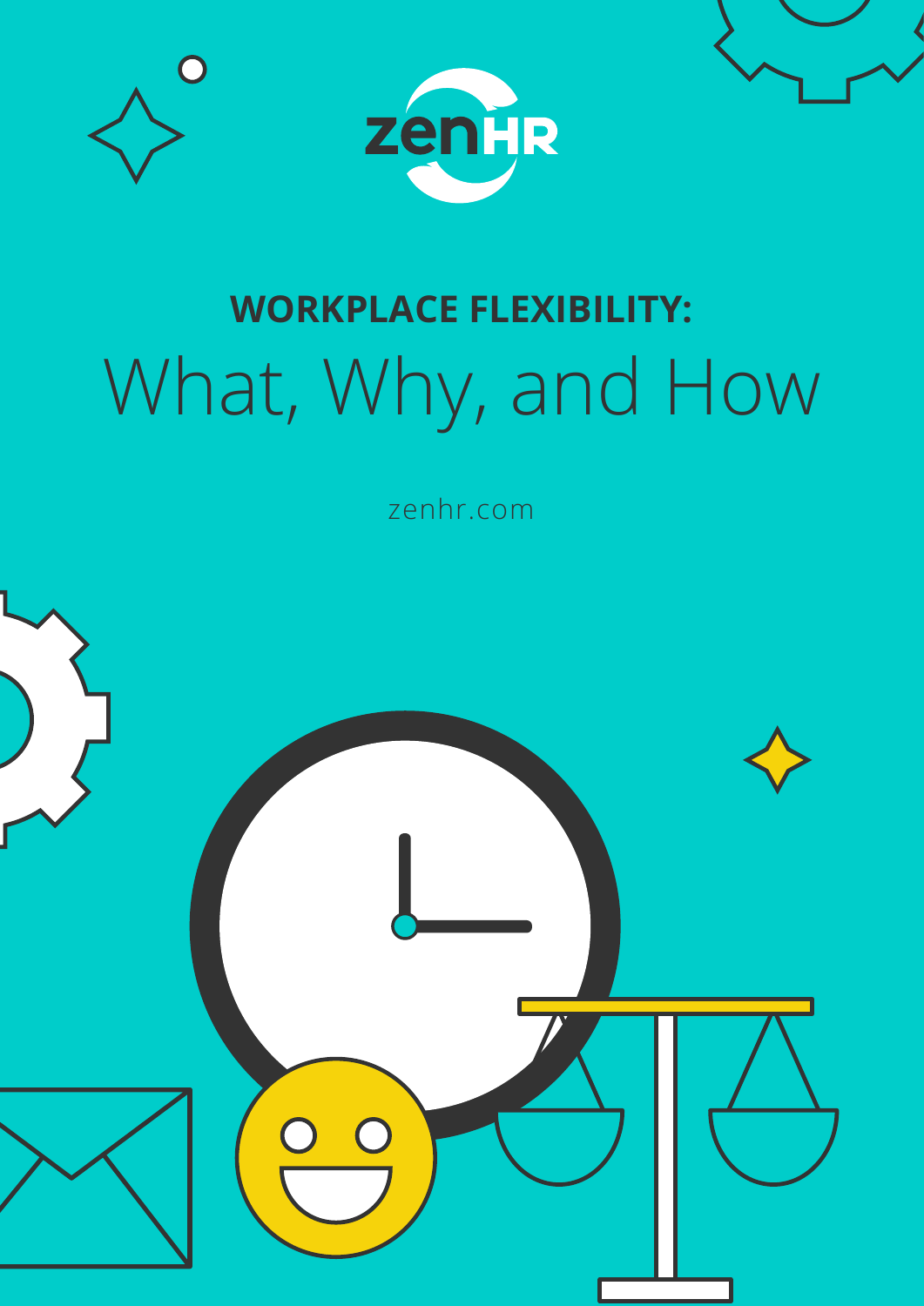zenHR

# WORKPLACE FLEXIBILITY: What, Why, and How

zenhr.com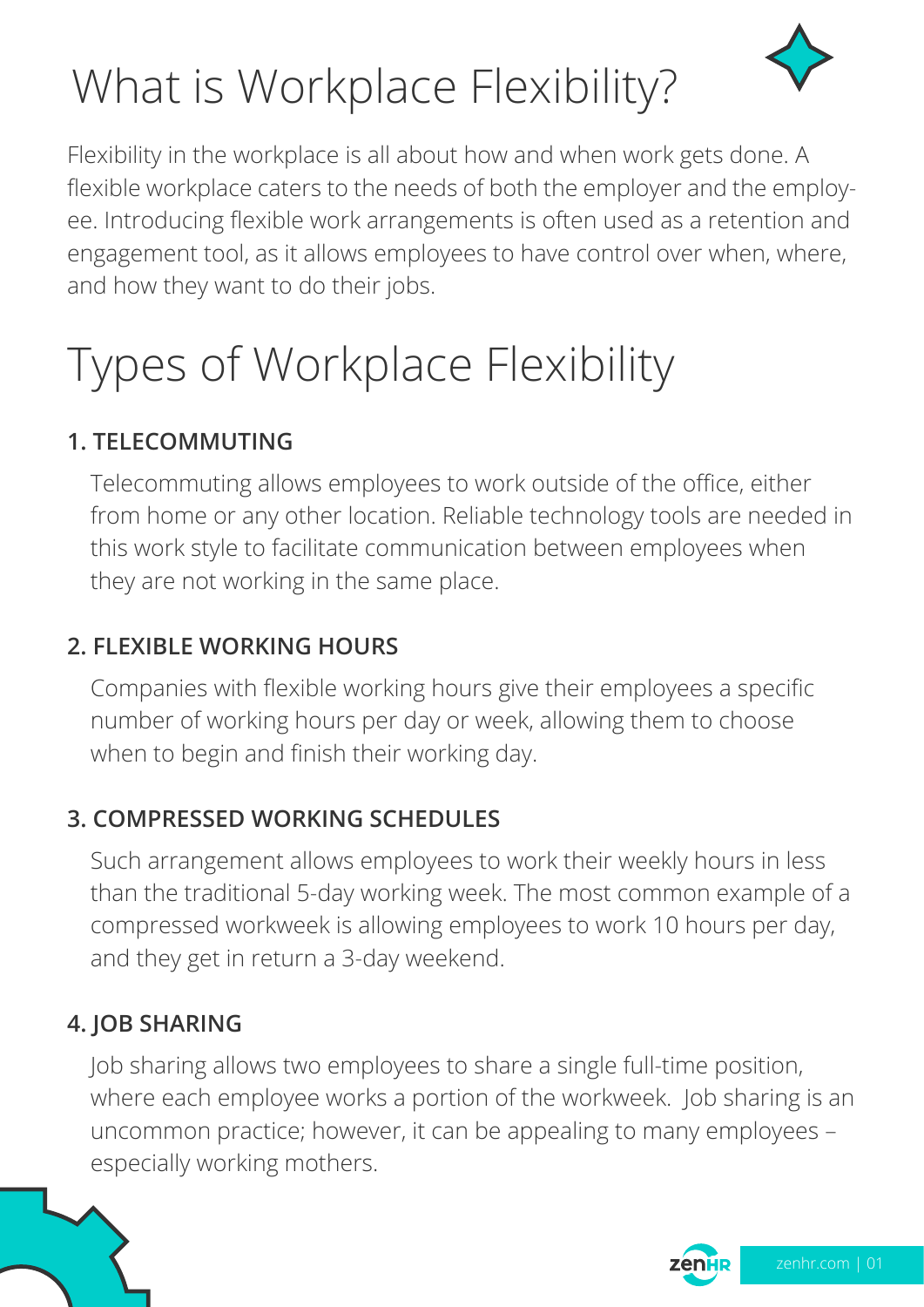# What is Workplace Flexibility?

Flexibility in the workplace is all about how and when work gets done. A flexible workplace caters to the needs of both the employer and the employee. Introducing flexible work arrangements is often used as a retention and engagement tool, as it allows employees to have control over when, where, and how they want to do their jobs.

# Types of Workplace Flexibility

### 1. TELECOMMUTING

Telecommuting allows employees to work outside of the office, either from home or any other location. Reliable technology tools are needed in this work style to facilitate communication between employees when they are not working in the same place.

### 2. FLEXIBLE WORKING HOURS

Companies with flexible working hours give their employees a specific number of working hours per day or week, allowing them to choose when to begin and finish their working day.

### 3. COMPRESSED WORKING SCHEDULES

Such arrangement allows employees to work their weekly hours in less than the traditional 5-day working week. The most common example of a compressed workweek is allowing employees to work 10 hours per day, and they get in return a 3-day weekend.

### 4. JOB SHARING

Job sharing allows two employees to share a single full-time position, where each employee works a portion of the workweek. Job sharing is an uncommon practice; however, it can be appealing to many employees – especially working mothers.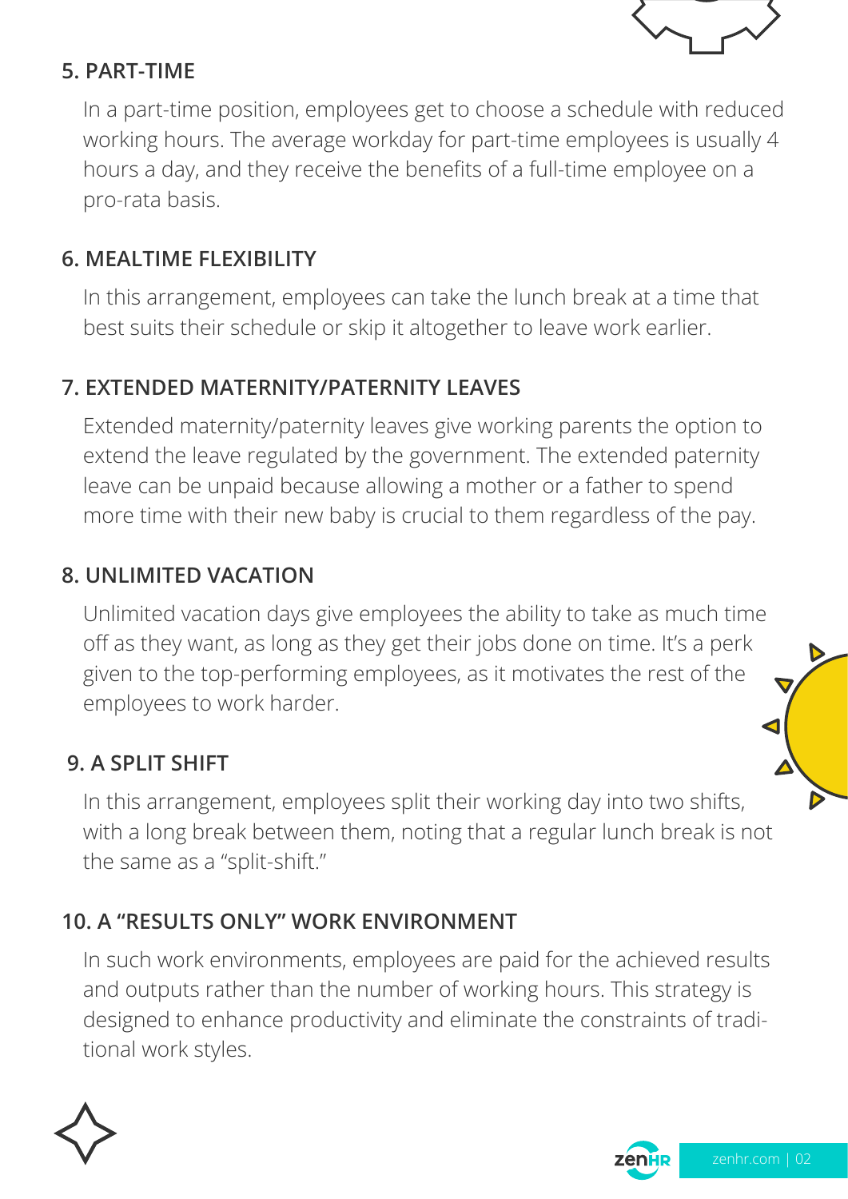### 5. PART-TIME

In a part-time position, employees get to choose a schedule with reduced working hours. The average workday for part-time employees is usually 4 hours a day, and they receive the benefits of a full-time employee on a pro-rata basis.

### 6. MEALTIME FLEXIBILITY

In this arrangement, employees can take the lunch break at a time that best suits their schedule or skip it altogether to leave work earlier.

### 7. EXTENDED MATERNITY/PATERNITY LEAVES

Extended maternity/paternity leaves give working parents the option to extend the leave regulated by the government. The extended paternity leave can be unpaid because allowing a mother or a father to spend more time with their new baby is crucial to them regardless of the pay.

### 8. UNLIMITED VACATION

Unlimited vacation days give employees the ability to take as much time off as they want, as long as they get their jobs done on time. It's a perk given to the top-performing employees, as it motivates the rest of the employees to work harder.

### 9. A SPLIT SHIFT

In this arrangement, employees split their working day into two shifts, with a long break between them, noting that a regular lunch break is not the same as a "split-shift."

### 10. A "RESULTS ONLY" WORK ENVIRONMENT

In such work environments, employees are paid for the achieved results and outputs rather than the number of working hours. This strategy is designed to enhance productivity and eliminate the constraints of traditional work styles.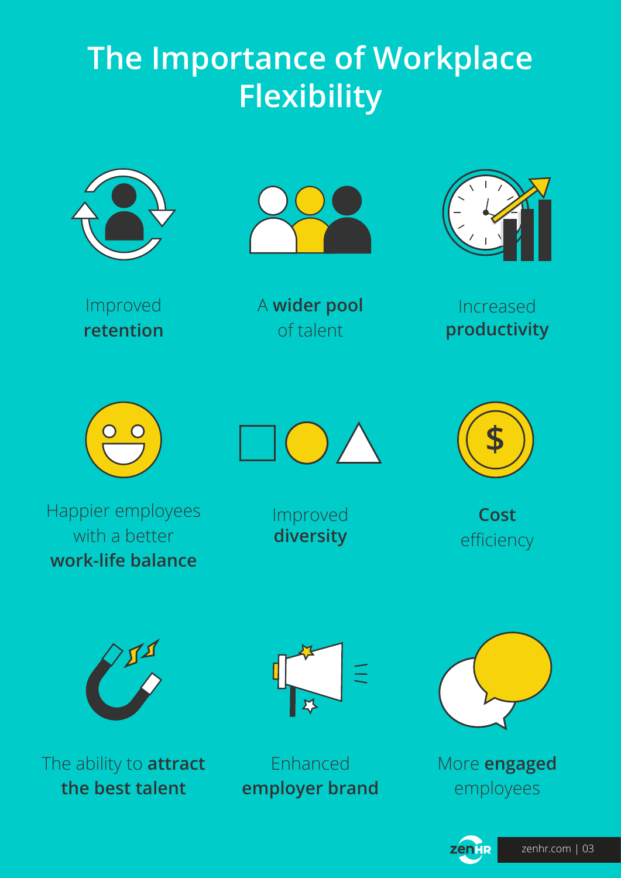# The Importance of Workplace Flexibility

Improved **retention**

A **wider pool** of talent

Increased **productivity**

Happier employees with a better **work-life balance**

Improved **diversity**

**Cost** efficiency

The ability to **attract the best talent**

Enhanced **employer brand**

More **engaged** employees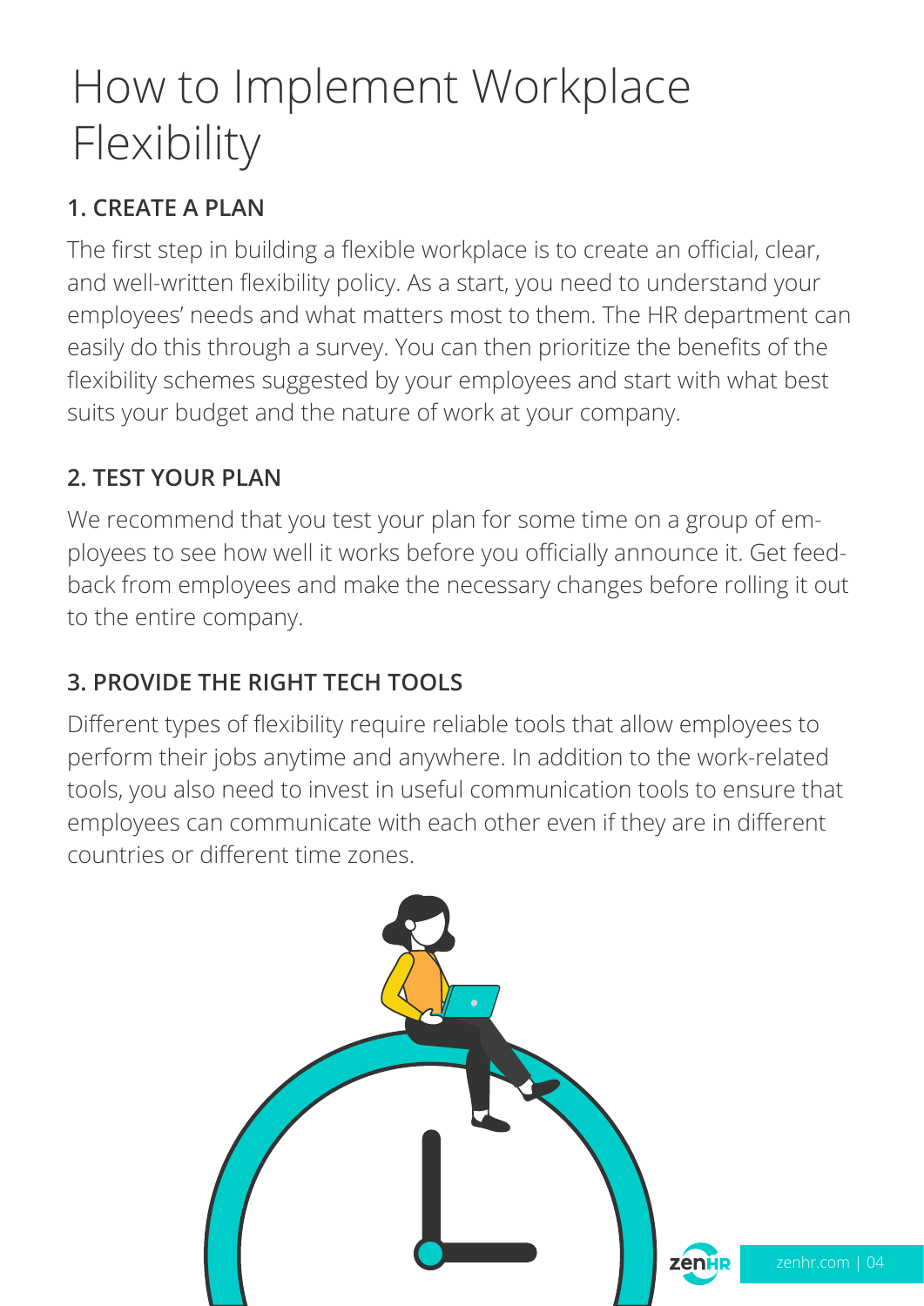# How to Implement Workplace Flexibility

## 1. CREATE A PLAN

The first step in building a flexible workplace is to create an official, clear, and well-written flexibility policy. As a start, you need to understand your employees' needs and what matters most to them. The HR department can easily do this through a survey. You can then prioritize the benefits of the flexibility schemes suggested by your employees and start with what best suits your budget and the nature of work at your company.

## 2. TEST YOUR PLAN

We recommend that you test your plan for some time on a group of employees to see how well it works before you officially announce it. Get feedback from employees and make the necessary changes before rolling it out to the entire company.

## 3. PROVIDE THE RIGHT TECH TOOLS

Different types of flexibility require reliable tools that allow employees to perform their jobs anytime and anywhere. In addition to the work-related tools, you also need to invest in useful communication tools to ensure that employees can communicate with each other even if they are in different countries or different time zones.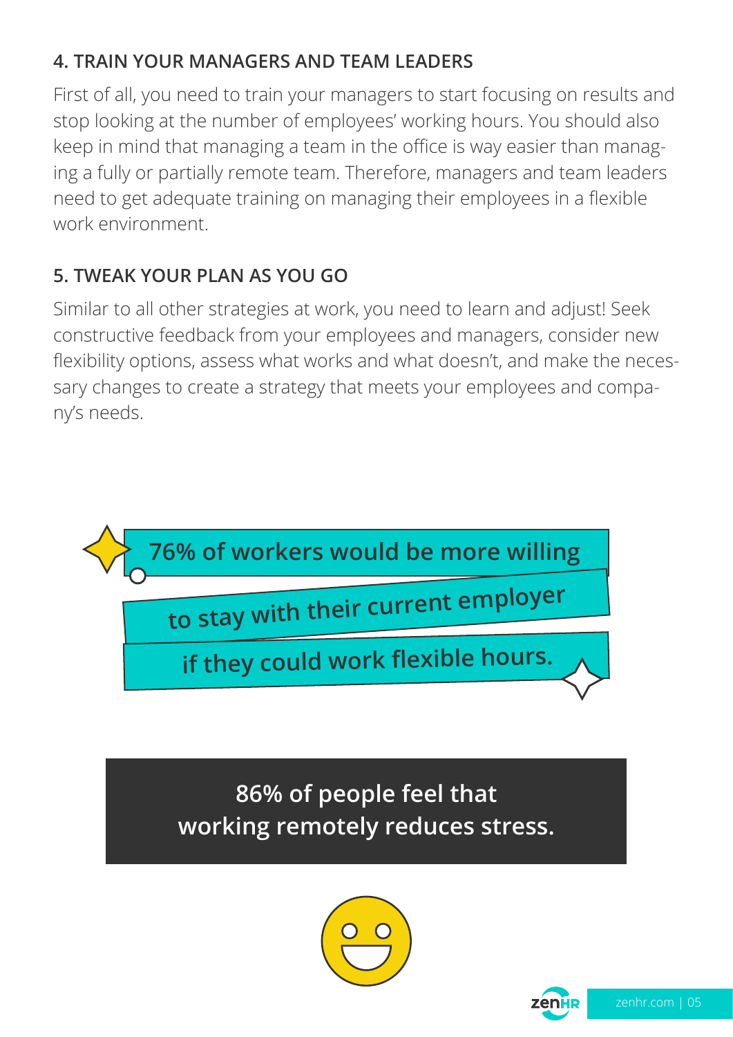## 4. TRAIN YOUR MANAGERS AND TEAM LEADERS

First of all, you need to train your managers to start focusing on results and stop looking at the number of employees' working hours. You should also keep in mind that managing a team in the office is way easier than managing a fully or partially remote team. Therefore, managers and team leaders need to get adequate training on managing their employees in a flexible work environment.

## 5. TWEAK YOUR PLAN AS YOU GO

Similar to all other strategies at work, you need to learn and adjust! Seek constructive feedback from your employees and managers, consider new flexibility options, assess what works and what doesn't, and make the necessary changes to create a strategy that meets your employees and company's needs.

**76% of workers would be more willing to stay with their current employer if they could work flexible hours.**

**86% of people feel that working remotely reduces stress.**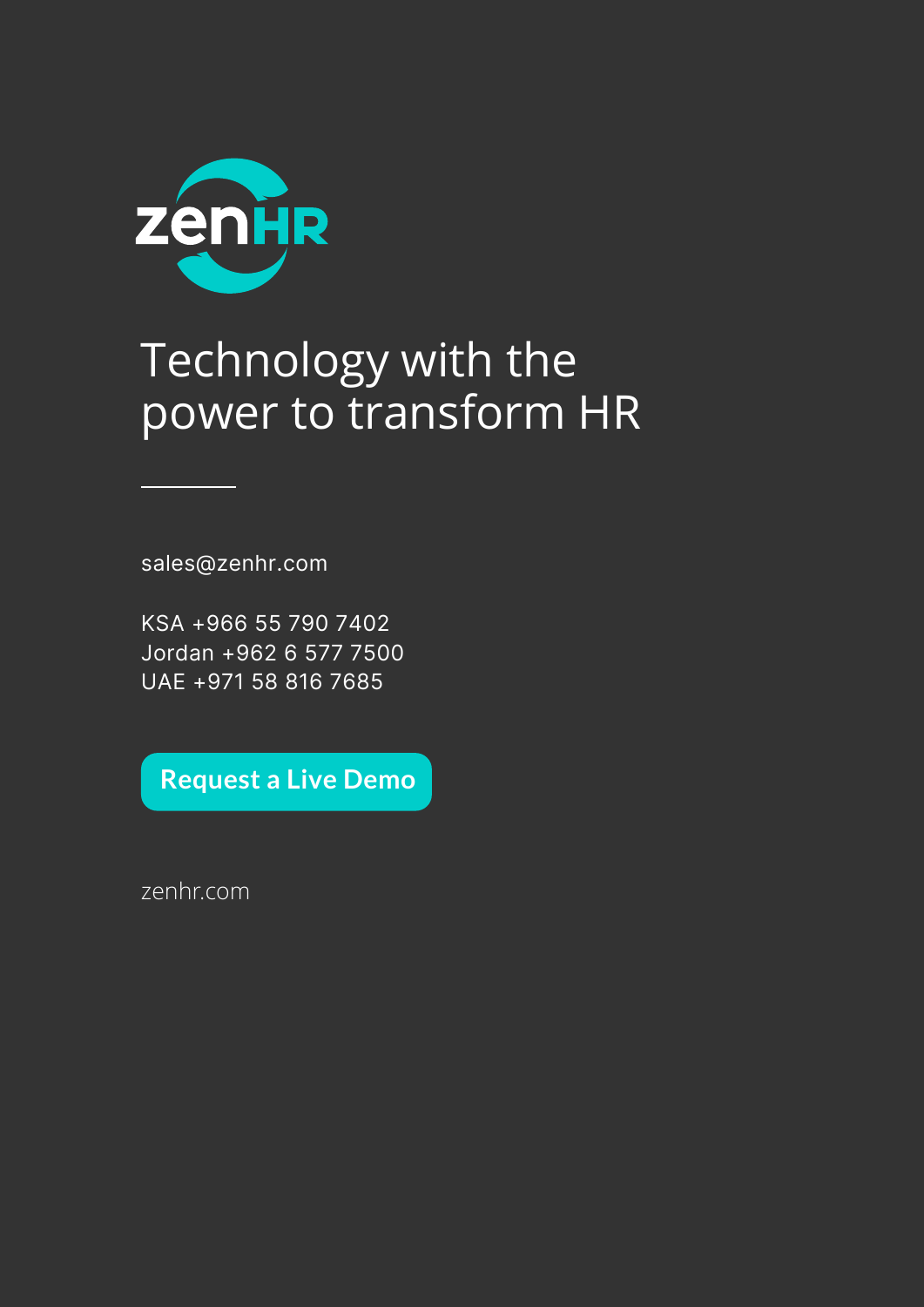zenHR

# Technology with the power to transform HR

sales@zenhr.com

KSA +966 55 790 7402
Jordan +962 6 577 7500
UAE +971 58 816 7685

**Request a Live Demo**

zenhr.com